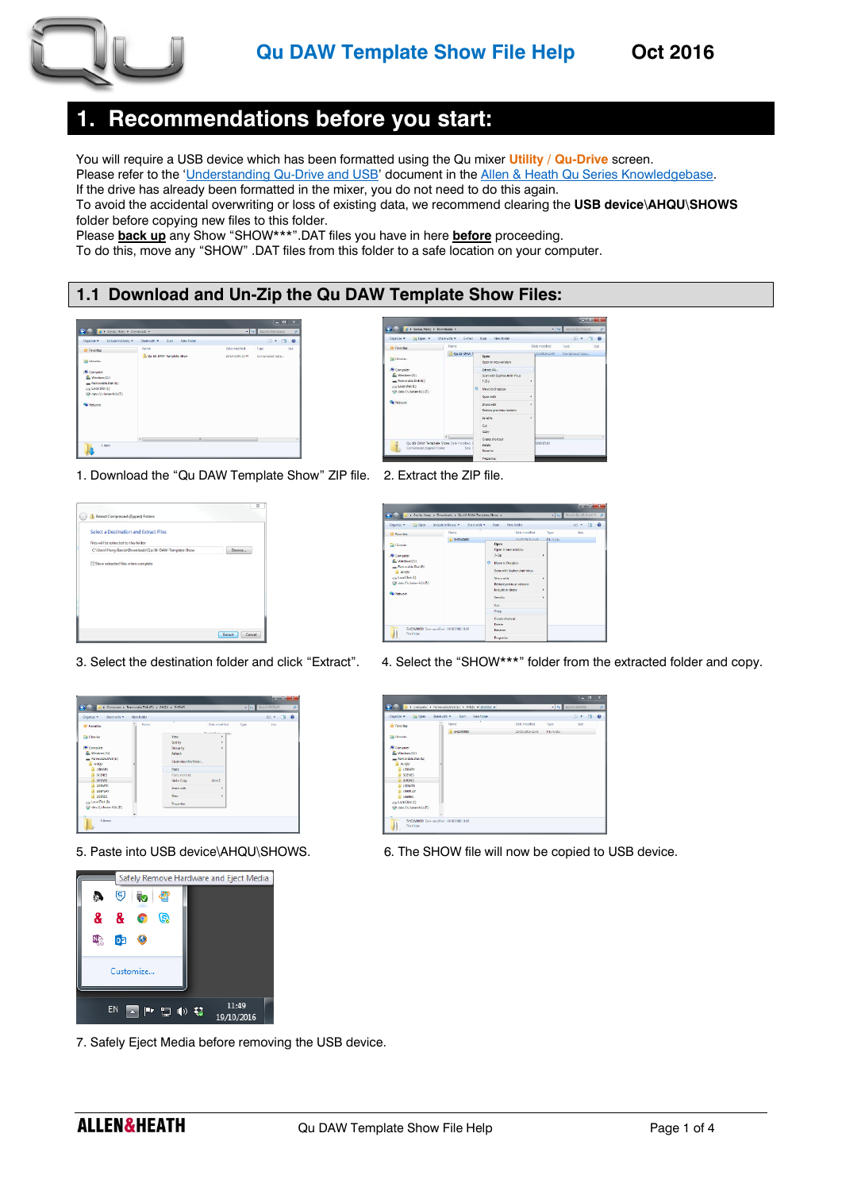# Qu DAW Template Show File Help

Oct 2016

## 1. Recommendations before you start:

You will require a USB device which has been formatted using the Qu mixer **Utility / Qu-Drive** screen.
Please refer to the 'Understanding Qu-Drive and USB' document in the Allen & Heath Qu Series Knowledgebase.
If the drive has already been formatted in the mixer, you do not need to do this again.
To avoid the accidental overwriting or loss of existing data, we recommend clearing the **USB device\AHQU\SHOWS** folder before copying new files to this folder.
Please **back up** any Show "SHOW***".DAT files you have in here **before** proceeding.
To do this, move any "SHOW" .DAT files from this folder to a safe location on your computer.

### 1.1 Download and Un-Zip the Qu DAW Template Show Files:

1. Download the "Qu DAW Template Show" ZIP file.

2. Extract the ZIP file.

3. Select the destination folder and click "Extract".

4. Select the "SHOW***" folder from the extracted folder and copy.

5. Paste into USB device\AHQU\SHOWS.

6. The SHOW file will now be copied to USB device.

7. Safely Eject Media before removing the USB device.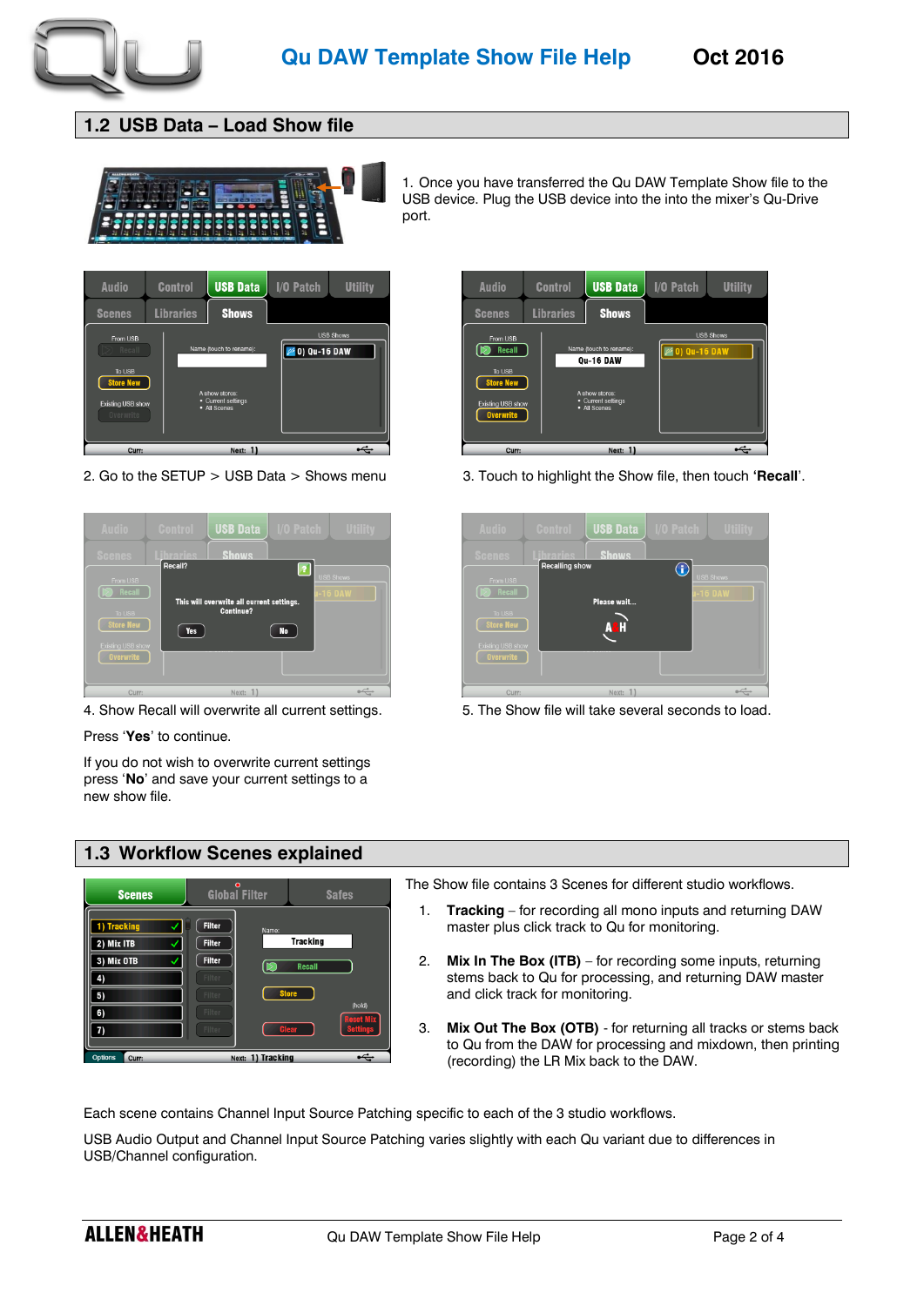## 1.2 USB Data – Load Show file

1. Once you have transferred the Qu DAW Template Show file to the USB device. Plug the USB device into the into the mixer's Qu-Drive port.

2. Go to the SETUP > USB Data > Shows menu

3. Touch to highlight the Show file, then touch '**Recall**'.

4. Show Recall will overwrite all current settings.

Press '**Yes**' to continue.

If you do not wish to overwrite current settings press '**No**' and save your current settings to a new show file.

5. The Show file will take several seconds to load.

## 1.3 Workflow Scenes explained

The Show file contains 3 Scenes for different studio workflows.

1. **Tracking** – for recording all mono inputs and returning DAW master plus click track to Qu for monitoring.

2. **Mix In The Box (ITB)** – for recording some inputs, returning stems back to Qu for processing, and returning DAW master and click track for monitoring.

3. **Mix Out The Box (OTB)** - for returning all tracks or stems back to Qu from the DAW for processing and mixdown, then printing (recording) the LR Mix back to the DAW.

Each scene contains Channel Input Source Patching specific to each of the 3 studio workflows.

USB Audio Output and Channel Input Source Patching varies slightly with each Qu variant due to differences in USB/Channel configuration.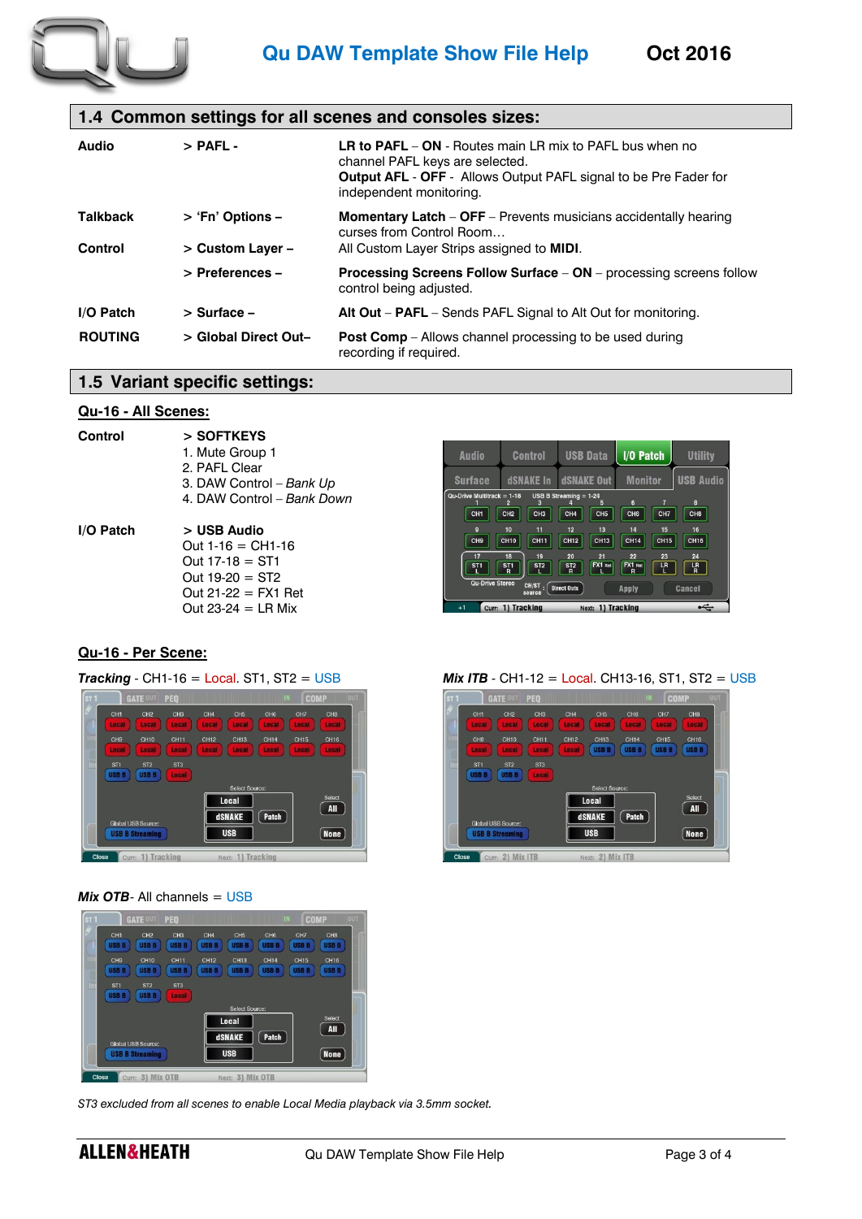## 1.4 Common settings for all scenes and consoles sizes:

| | | |
|---|---|---|
| **Audio** | **> PAFL -** | **LR to PAFL** – **ON** - Routes main LR mix to PAFL bus when no channel PAFL keys are selected. **Output AFL** - **OFF** - Allows Output PAFL signal to be Pre Fader for independent monitoring. |
| **Talkback** | **> 'Fn' Options –** | **Momentary Latch** – **OFF** – Prevents musicians accidentally hearing curses from Control Room… |
| **Control** | **> Custom Layer –** | All Custom Layer Strips assigned to **MIDI**. |
| | **> Preferences –** | **Processing Screens Follow Surface** – **ON** – processing screens follow control being adjusted. |
| **I/O Patch** | **> Surface –** | **Alt Out** – **PAFL** – Sends PAFL Signal to Alt Out for monitoring. |
| **ROUTING** | **> Global Direct Out–** | **Post Comp** – Allows channel processing to be used during recording if required. |

## 1.5 Variant specific settings:

**Qu-16 - All Scenes:**

**Control** — **> SOFTKEYS**

1. Mute Group 1
2. PAFL Clear
3. DAW Control – *Bank Up*
4. DAW Control – *Bank Down*

**I/O Patch** — **> USB Audio**

Out 1-16 = CH1-16
Out 17-18 = ST1
Out 19-20 = ST2
Out 21-22 = FX1 Ret
Out 23-24 = LR Mix

**Qu-16 - Per Scene:**

***Tracking*** - CH1-16 = Local. ST1, ST2 = USB

***Mix ITB*** - CH1-12 = Local. CH13-16, ST1, ST2 = USB

***Mix OTB***- All channels = USB

*ST3 excluded from all scenes to enable Local Media playback via 3.5mm socket.*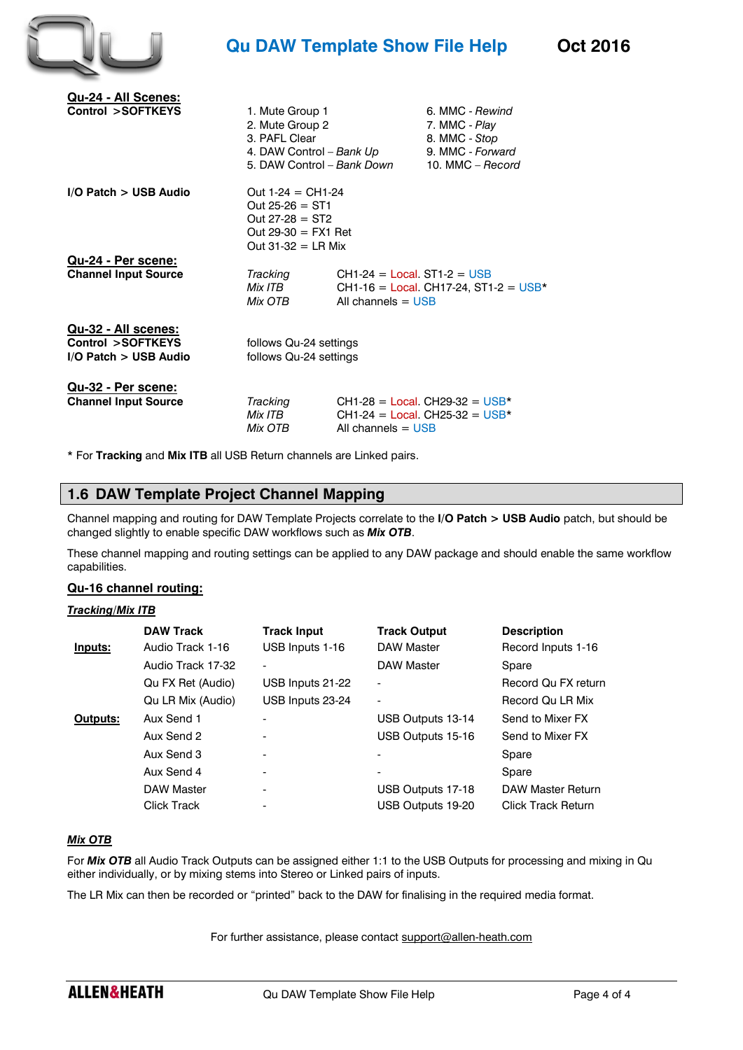**Qu-24 - All Scenes:**

**Control >SOFTKEYS**

1. Mute Group 1
2. Mute Group 2
3. PAFL Clear
4. DAW Control – *Bank Up*
5. DAW Control – *Bank Down*
6. MMC - *Rewind*
7. MMC - *Play*
8. MMC - *Stop*
9. MMC - *Forward*
10. MMC – *Record*

**I/O Patch > USB Audio**

Out 1-24 = CH1-24
Out 25-26 = ST1
Out 27-28 = ST2
Out 29-30 = FX1 Ret
Out 31-32 = LR Mix

**Qu-24 - Per scene:**

**Channel Input Source**

| | |
|---|---|
| *Tracking* | CH1-24 = Local. ST1-2 = USB |
| *Mix ITB* | CH1-16 = Local. CH17-24, ST1-2 = USB* |
| *Mix OTB* | All channels = USB |

**Qu-32 - All scenes:**

**Control >SOFTKEYS** follows Qu-24 settings
**I/O Patch > USB Audio** follows Qu-24 settings

**Qu-32 - Per scene:**

**Channel Input Source**

| | |
|---|---|
| *Tracking* | CH1-28 = Local. CH29-32 = USB* |
| *Mix ITB* | CH1-24 = Local. CH25-32 = USB* |
| *Mix OTB* | All channels = USB |

\* For **Tracking** and **Mix ITB** all USB Return channels are Linked pairs.

## 1.6 DAW Template Project Channel Mapping

Channel mapping and routing for DAW Template Projects correlate to the **I/O Patch > USB Audio** patch, but should be changed slightly to enable specific DAW workflows such as ***Mix OTB***.

These channel mapping and routing settings can be applied to any DAW package and should enable the same workflow capabilities.

**Qu-16 channel routing:**

***Tracking/Mix ITB***

| | DAW Track | Track Input | Track Output | Description |
|---|---|---|---|---|
| **Inputs:** | Audio Track 1-16 | USB Inputs 1-16 | DAW Master | Record Inputs 1-16 |
| | Audio Track 17-32 | - | DAW Master | Spare |
| | Qu FX Ret (Audio) | USB Inputs 21-22 | - | Record Qu FX return |
| | Qu LR Mix (Audio) | USB Inputs 23-24 | - | Record Qu LR Mix |
| **Outputs:** | Aux Send 1 | - | USB Outputs 13-14 | Send to Mixer FX |
| | Aux Send 2 | - | USB Outputs 15-16 | Send to Mixer FX |
| | Aux Send 3 | - | - | Spare |
| | Aux Send 4 | - | - | Spare |
| | DAW Master | - | USB Outputs 17-18 | DAW Master Return |
| | Click Track | - | USB Outputs 19-20 | Click Track Return |

***Mix OTB***

For ***Mix OTB*** all Audio Track Outputs can be assigned either 1:1 to the USB Outputs for processing and mixing in Qu either individually, or by mixing stems into Stereo or Linked pairs of inputs.

The LR Mix can then be recorded or "printed" back to the DAW for finalising in the required media format.

For further assistance, please contact support@allen-heath.com